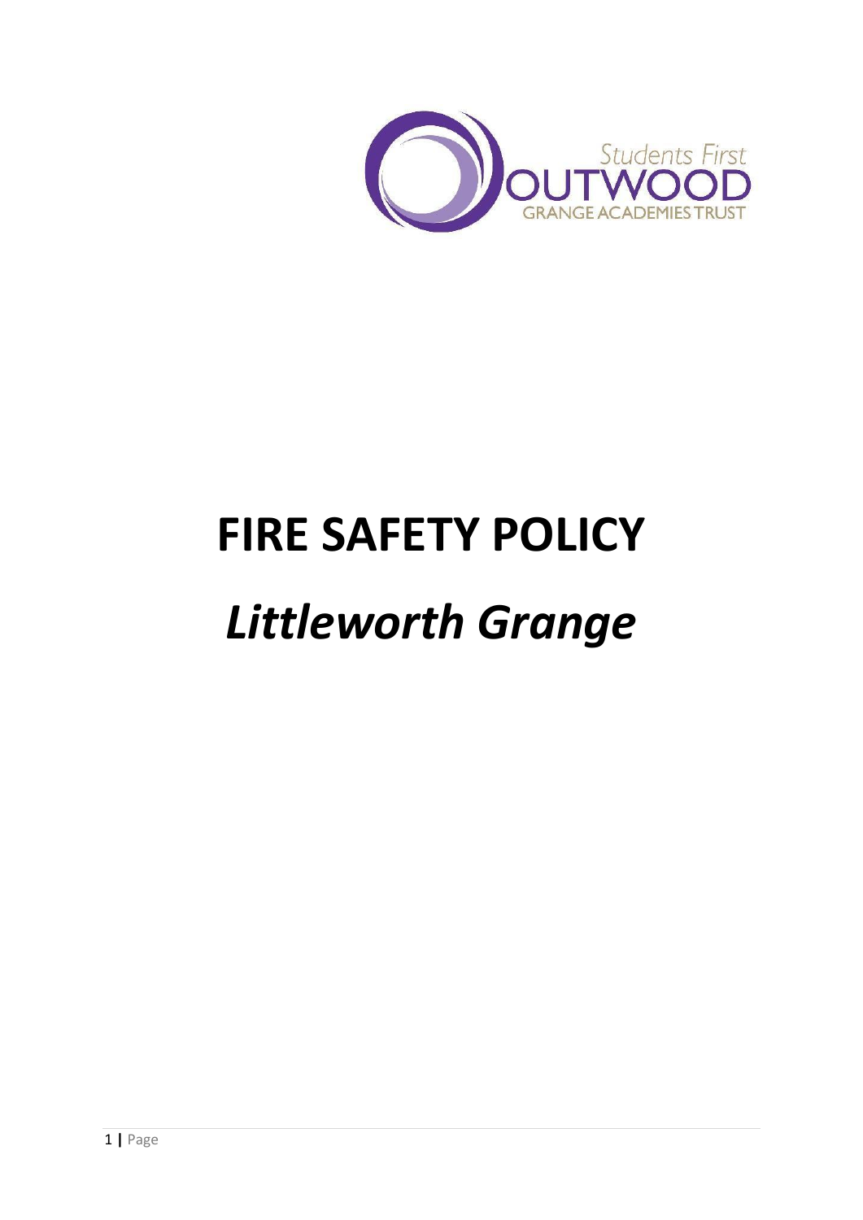# FIRE SAFETY POLICY

# *Littleworth Grange*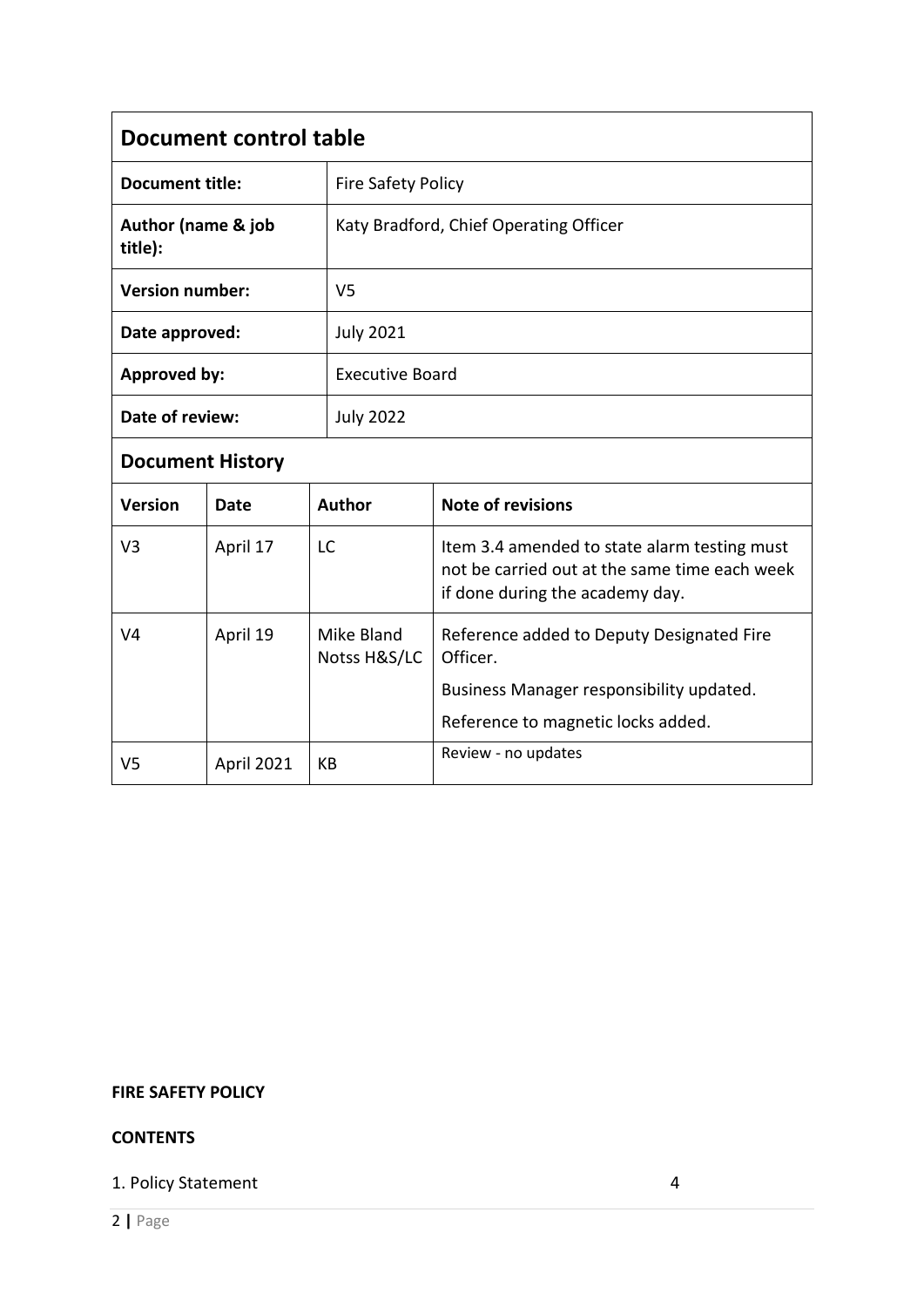## Document control table

| | |
|---|---|
| **Document title:** | Fire Safety Policy |
| **Author (name & job title):** | Katy Bradford, Chief Operating Officer |
| **Version number:** | V5 |
| **Date approved:** | July 2021 |
| **Approved by:** | Executive Board |
| **Date of review:** | July 2022 |

## Document History

| Version | Date | Author | Note of revisions |
|---|---|---|---|
| V3 | April 17 | LC | Item 3.4 amended to state alarm testing must not be carried out at the same time each week if done during the academy day. |
| V4 | April 19 | Mike Bland Notss H&S/LC | Reference added to Deputy Designated Fire Officer.<br>Business Manager responsibility updated.<br>Reference to magnetic locks added. |
| V5 | April 2021 | KB | Review - no updates |

**FIRE SAFETY POLICY**

**CONTENTS**

1. Policy Statement 4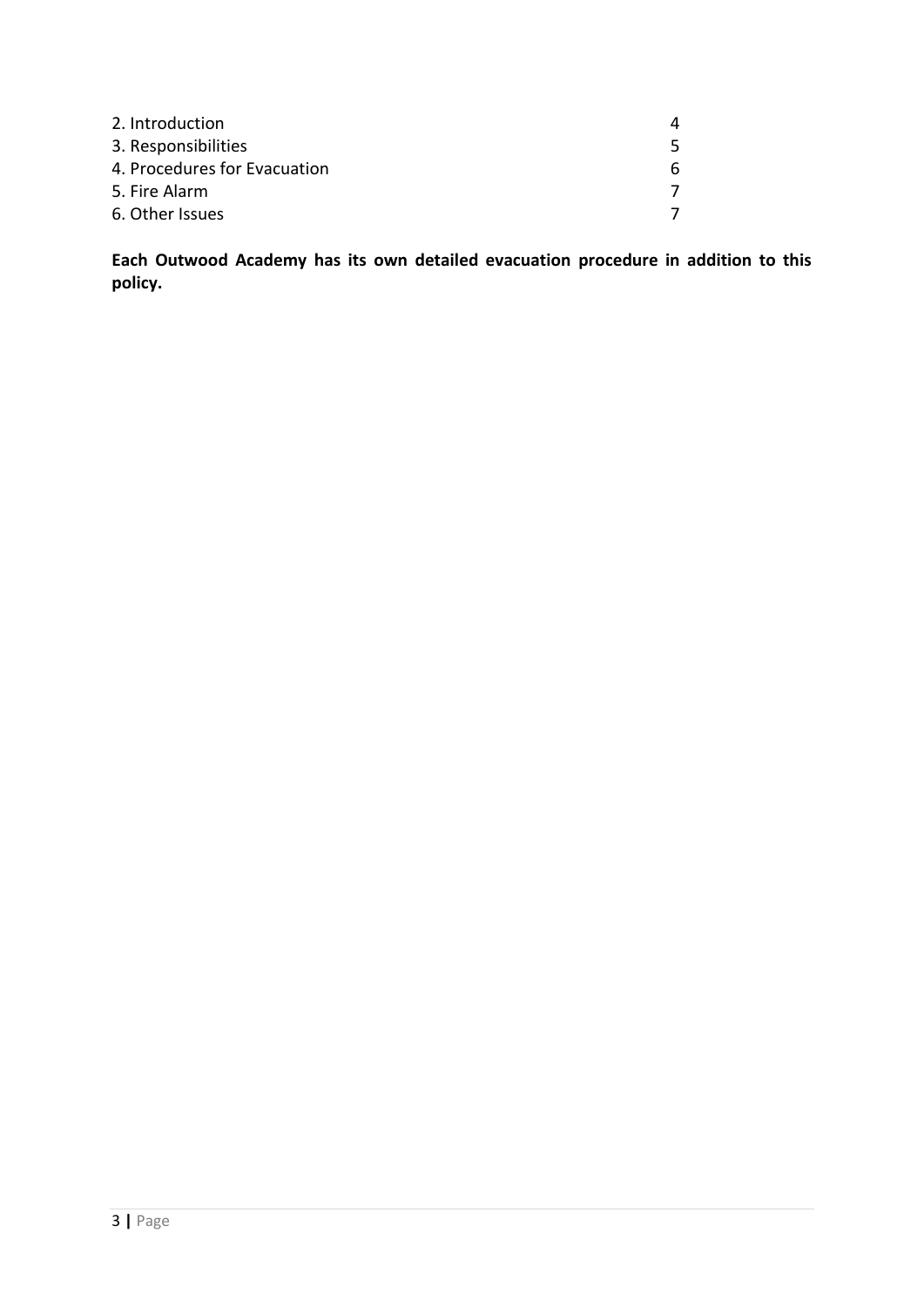| | |
|---|---|
| 2. Introduction | 4 |
| 3. Responsibilities | 5 |
| 4. Procedures for Evacuation | 6 |
| 5. Fire Alarm | 7 |
| 6. Other Issues | 7 |

**Each Outwood Academy has its own detailed evacuation procedure in addition to this policy.**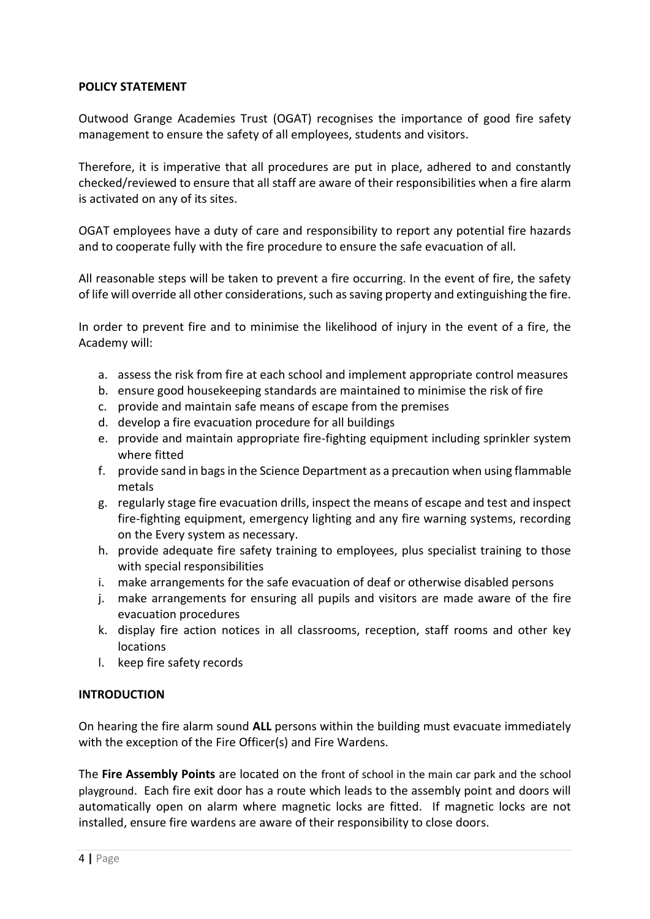## POLICY STATEMENT

Outwood Grange Academies Trust (OGAT) recognises the importance of good fire safety management to ensure the safety of all employees, students and visitors.

Therefore, it is imperative that all procedures are put in place, adhered to and constantly checked/reviewed to ensure that all staff are aware of their responsibilities when a fire alarm is activated on any of its sites.

OGAT employees have a duty of care and responsibility to report any potential fire hazards and to cooperate fully with the fire procedure to ensure the safe evacuation of all.

All reasonable steps will be taken to prevent a fire occurring. In the event of fire, the safety of life will override all other considerations, such as saving property and extinguishing the fire.

In order to prevent fire and to minimise the likelihood of injury in the event of a fire, the Academy will:

a. assess the risk from fire at each school and implement appropriate control measures
b. ensure good housekeeping standards are maintained to minimise the risk of fire
c. provide and maintain safe means of escape from the premises
d. develop a fire evacuation procedure for all buildings
e. provide and maintain appropriate fire-fighting equipment including sprinkler system where fitted
f. provide sand in bags in the Science Department as a precaution when using flammable metals
g. regularly stage fire evacuation drills, inspect the means of escape and test and inspect fire-fighting equipment, emergency lighting and any fire warning systems, recording on the Every system as necessary.
h. provide adequate fire safety training to employees, plus specialist training to those with special responsibilities
i. make arrangements for the safe evacuation of deaf or otherwise disabled persons
j. make arrangements for ensuring all pupils and visitors are made aware of the fire evacuation procedures
k. display fire action notices in all classrooms, reception, staff rooms and other key locations
l. keep fire safety records

## INTRODUCTION

On hearing the fire alarm sound **ALL** persons within the building must evacuate immediately with the exception of the Fire Officer(s) and Fire Wardens.

The **Fire Assembly Points** are located on the front of school in the main car park and the school playground. Each fire exit door has a route which leads to the assembly point and doors will automatically open on alarm where magnetic locks are fitted. If magnetic locks are not installed, ensure fire wardens are aware of their responsibility to close doors.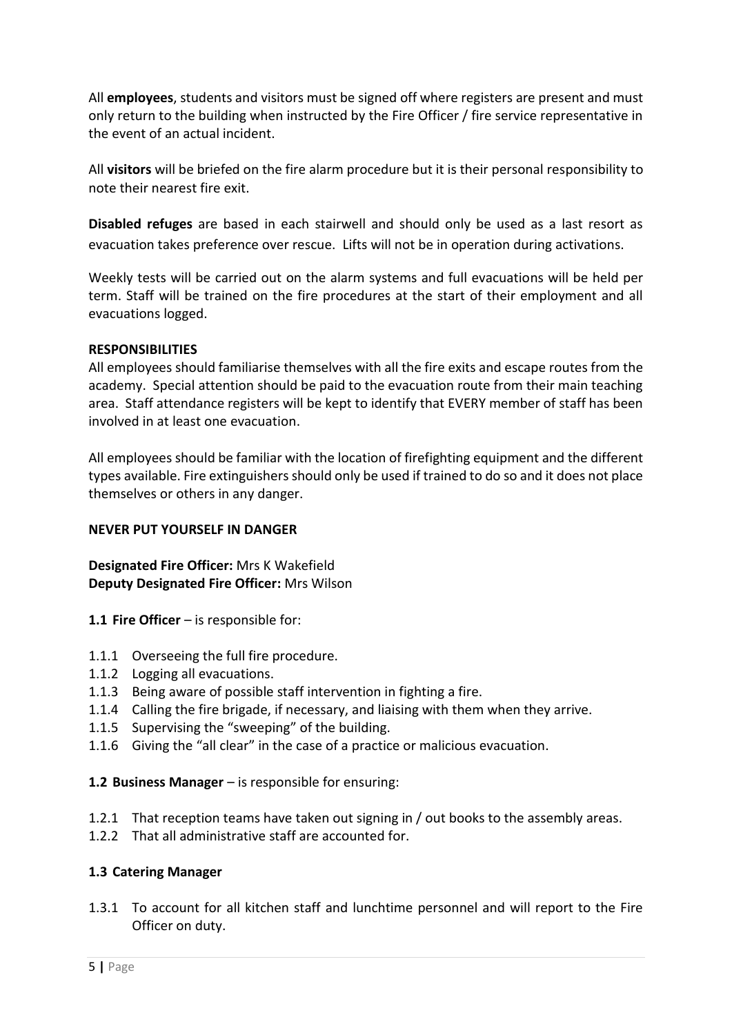All **employees**, students and visitors must be signed off where registers are present and must only return to the building when instructed by the Fire Officer / fire service representative in the event of an actual incident.

All **visitors** will be briefed on the fire alarm procedure but it is their personal responsibility to note their nearest fire exit.

**Disabled refuges** are based in each stairwell and should only be used as a last resort as evacuation takes preference over rescue. Lifts will not be in operation during activations.

Weekly tests will be carried out on the alarm systems and full evacuations will be held per term. Staff will be trained on the fire procedures at the start of their employment and all evacuations logged.

**RESPONSIBILITIES**

All employees should familiarise themselves with all the fire exits and escape routes from the academy. Special attention should be paid to the evacuation route from their main teaching area. Staff attendance registers will be kept to identify that EVERY member of staff has been involved in at least one evacuation.

All employees should be familiar with the location of firefighting equipment and the different types available. Fire extinguishers should only be used if trained to do so and it does not place themselves or others in any danger.

**NEVER PUT YOURSELF IN DANGER**

**Designated Fire Officer:** Mrs K Wakefield
**Deputy Designated Fire Officer:** Mrs Wilson

**1.1 Fire Officer** – is responsible for:

1.1.1 Overseeing the full fire procedure.
1.1.2 Logging all evacuations.
1.1.3 Being aware of possible staff intervention in fighting a fire.
1.1.4 Calling the fire brigade, if necessary, and liaising with them when they arrive.
1.1.5 Supervising the "sweeping" of the building.
1.1.6 Giving the "all clear" in the case of a practice or malicious evacuation.

**1.2 Business Manager** – is responsible for ensuring:

1.2.1 That reception teams have taken out signing in / out books to the assembly areas.
1.2.2 That all administrative staff are accounted for.

**1.3 Catering Manager**

1.3.1 To account for all kitchen staff and lunchtime personnel and will report to the Fire Officer on duty.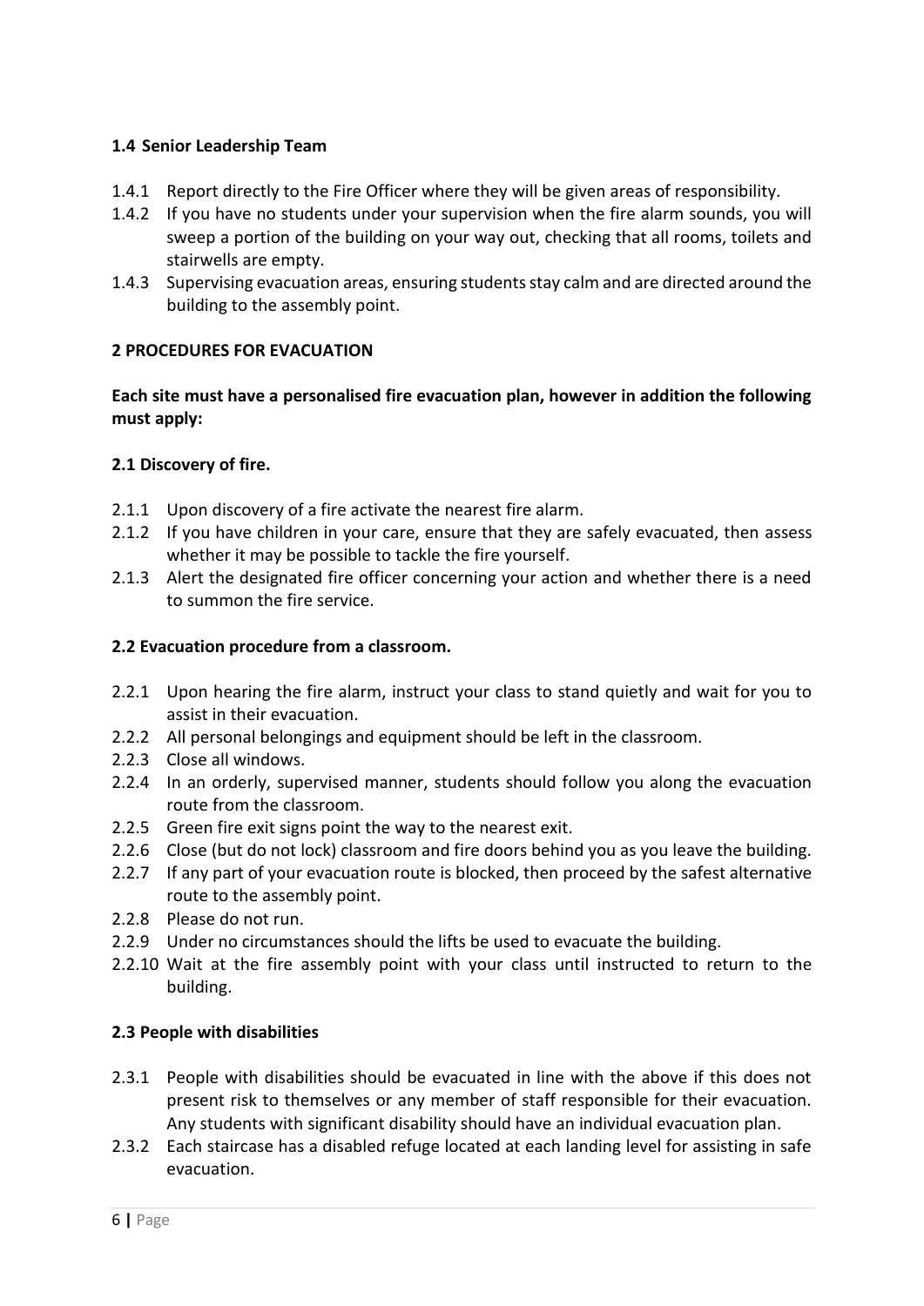### 1.4 Senior Leadership Team

1.4.1 Report directly to the Fire Officer where they will be given areas of responsibility.

1.4.2 If you have no students under your supervision when the fire alarm sounds, you will sweep a portion of the building on your way out, checking that all rooms, toilets and stairwells are empty.

1.4.3 Supervising evacuation areas, ensuring students stay calm and are directed around the building to the assembly point.

## 2 PROCEDURES FOR EVACUATION

**Each site must have a personalised fire evacuation plan, however in addition the following must apply:**

### 2.1 Discovery of fire.

2.1.1 Upon discovery of a fire activate the nearest fire alarm.

2.1.2 If you have children in your care, ensure that they are safely evacuated, then assess whether it may be possible to tackle the fire yourself.

2.1.3 Alert the designated fire officer concerning your action and whether there is a need to summon the fire service.

### 2.2 Evacuation procedure from a classroom.

2.2.1 Upon hearing the fire alarm, instruct your class to stand quietly and wait for you to assist in their evacuation.

2.2.2 All personal belongings and equipment should be left in the classroom.

2.2.3 Close all windows.

2.2.4 In an orderly, supervised manner, students should follow you along the evacuation route from the classroom.

2.2.5 Green fire exit signs point the way to the nearest exit.

2.2.6 Close (but do not lock) classroom and fire doors behind you as you leave the building.

2.2.7 If any part of your evacuation route is blocked, then proceed by the safest alternative route to the assembly point.

2.2.8 Please do not run.

2.2.9 Under no circumstances should the lifts be used to evacuate the building.

2.2.10 Wait at the fire assembly point with your class until instructed to return to the building.

### 2.3 People with disabilities

2.3.1 People with disabilities should be evacuated in line with the above if this does not present risk to themselves or any member of staff responsible for their evacuation. Any students with significant disability should have an individual evacuation plan.

2.3.2 Each staircase has a disabled refuge located at each landing level for assisting in safe evacuation.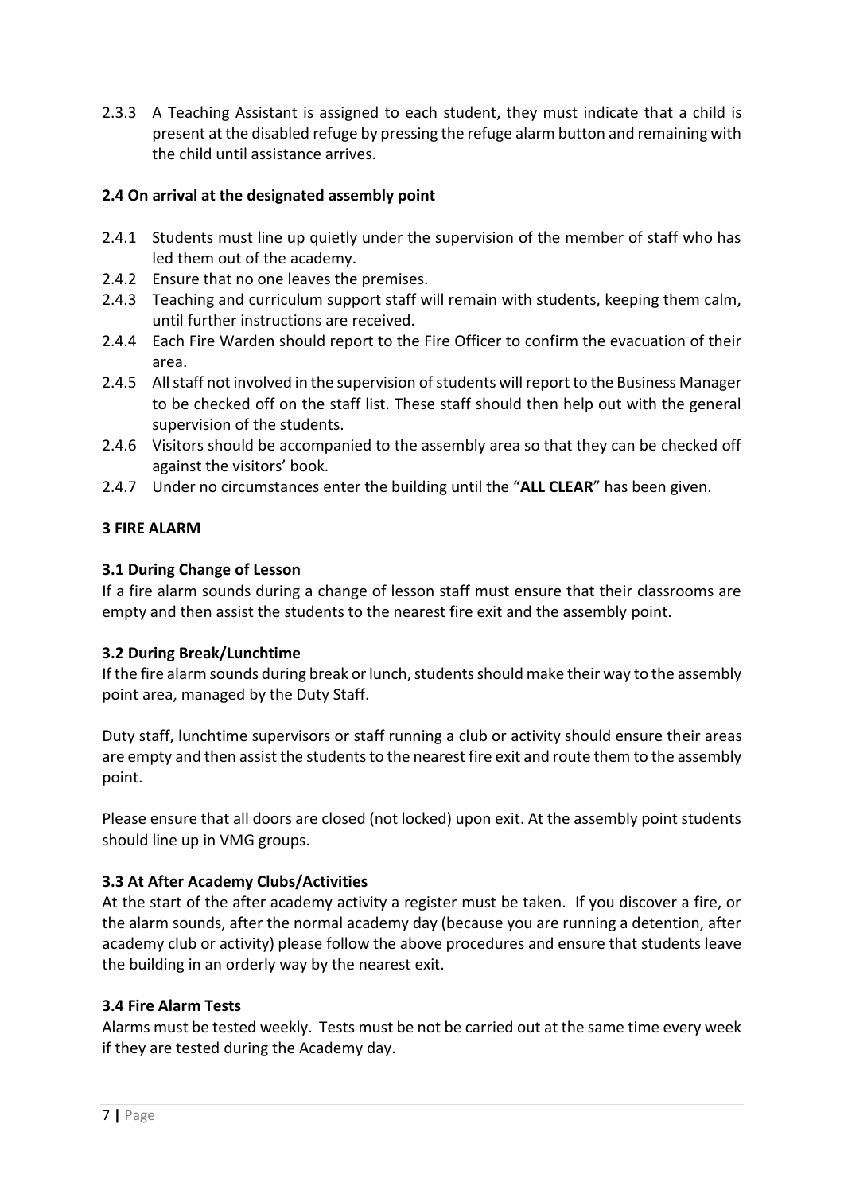2.3.3 A Teaching Assistant is assigned to each student, they must indicate that a child is present at the disabled refuge by pressing the refuge alarm button and remaining with the child until assistance arrives.

**2.4 On arrival at the designated assembly point**

2.4.1 Students must line up quietly under the supervision of the member of staff who has led them out of the academy.
2.4.2 Ensure that no one leaves the premises.
2.4.3 Teaching and curriculum support staff will remain with students, keeping them calm, until further instructions are received.
2.4.4 Each Fire Warden should report to the Fire Officer to confirm the evacuation of their area.
2.4.5 All staff not involved in the supervision of students will report to the Business Manager to be checked off on the staff list. These staff should then help out with the general supervision of the students.
2.4.6 Visitors should be accompanied to the assembly area so that they can be checked off against the visitors' book.
2.4.7 Under no circumstances enter the building until the "**ALL CLEAR**" has been given.

## 3 FIRE ALARM

### 3.1 During Change of Lesson

If a fire alarm sounds during a change of lesson staff must ensure that their classrooms are empty and then assist the students to the nearest fire exit and the assembly point.

### 3.2 During Break/Lunchtime

If the fire alarm sounds during break or lunch, students should make their way to the assembly point area, managed by the Duty Staff.

Duty staff, lunchtime supervisors or staff running a club or activity should ensure their areas are empty and then assist the students to the nearest fire exit and route them to the assembly point.

Please ensure that all doors are closed (not locked) upon exit. At the assembly point students should line up in VMG groups.

### 3.3 At After Academy Clubs/Activities

At the start of the after academy activity a register must be taken. If you discover a fire, or the alarm sounds, after the normal academy day (because you are running a detention, after academy club or activity) please follow the above procedures and ensure that students leave the building in an orderly way by the nearest exit.

### 3.4 Fire Alarm Tests

Alarms must be tested weekly. Tests must be not be carried out at the same time every week if they are tested during the Academy day.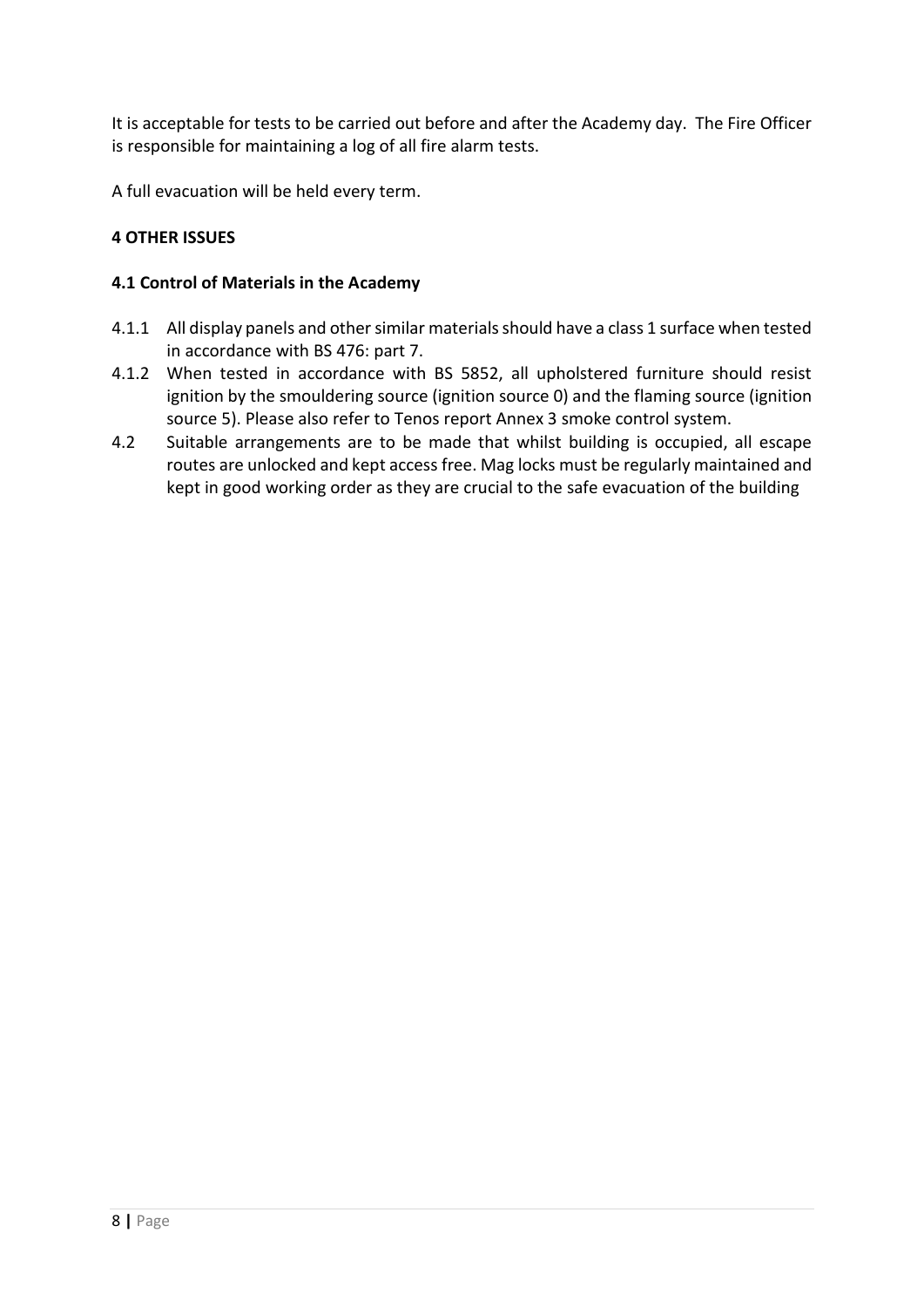It is acceptable for tests to be carried out before and after the Academy day. The Fire Officer is responsible for maintaining a log of all fire alarm tests.

A full evacuation will be held every term.

## 4 OTHER ISSUES

### 4.1 Control of Materials in the Academy

4.1.1 All display panels and other similar materials should have a class 1 surface when tested in accordance with BS 476: part 7.

4.1.2 When tested in accordance with BS 5852, all upholstered furniture should resist ignition by the smouldering source (ignition source 0) and the flaming source (ignition source 5). Please also refer to Tenos report Annex 3 smoke control system.

4.2 Suitable arrangements are to be made that whilst building is occupied, all escape routes are unlocked and kept access free. Mag locks must be regularly maintained and kept in good working order as they are crucial to the safe evacuation of the building